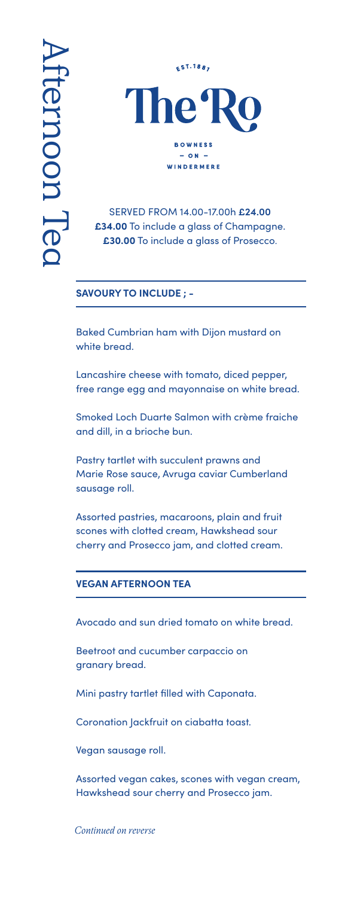# Afternoon Tea

EST.1887

# The 'Ro

BOWNESS
– ON –
WINDERMERE

SERVED FROM 14.00-17.00h **£24.00**
**£34.00** To include a glass of Champagne.
**£30.00** To include a glass of Prosecco.

## SAVOURY TO INCLUDE ; -

Baked Cumbrian ham with Dijon mustard on white bread.

Lancashire cheese with tomato, diced pepper, free range egg and mayonnaise on white bread.

Smoked Loch Duarte Salmon with crème fraiche and dill, in a brioche bun.

Pastry tartlet with succulent prawns and Marie Rose sauce, Avruga caviar Cumberland sausage roll.

Assorted pastries, macaroons, plain and fruit scones with clotted cream, Hawkshead sour cherry and Prosecco jam, and clotted cream.

## VEGAN AFTERNOON TEA

Avocado and sun dried tomato on white bread.

Beetroot and cucumber carpaccio on granary bread.

Mini pastry tartlet filled with Caponata.

Coronation Jackfruit on ciabatta toast.

Vegan sausage roll.

Assorted vegan cakes, scones with vegan cream, Hawkshead sour cherry and Prosecco jam.

*Continued on reverse*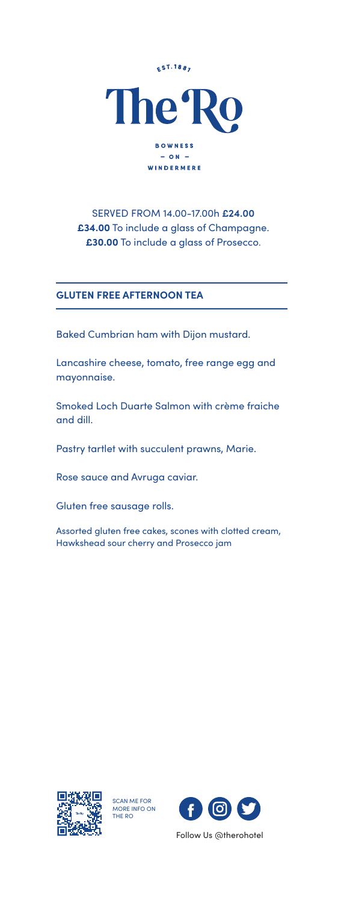EST. 1887

# The Ro

BOWNESS
– ON –
WINDERMERE

SERVED FROM 14.00-17.00h **£24.00**
**£34.00** To include a glass of Champagne.
**£30.00** To include a glass of Prosecco.

## GLUTEN FREE AFTERNOON TEA

Baked Cumbrian ham with Dijon mustard.

Lancashire cheese, tomato, free range egg and mayonnaise.

Smoked Loch Duarte Salmon with crème fraiche and dill.

Pastry tartlet with succulent prawns, Marie.

Rose sauce and Avruga caviar.

Gluten free sausage rolls.

Assorted gluten free cakes, scones with clotted cream, Hawkshead sour cherry and Prosecco jam

SCAN ME FOR MORE INFO ON THE RO

Follow Us @therohotel